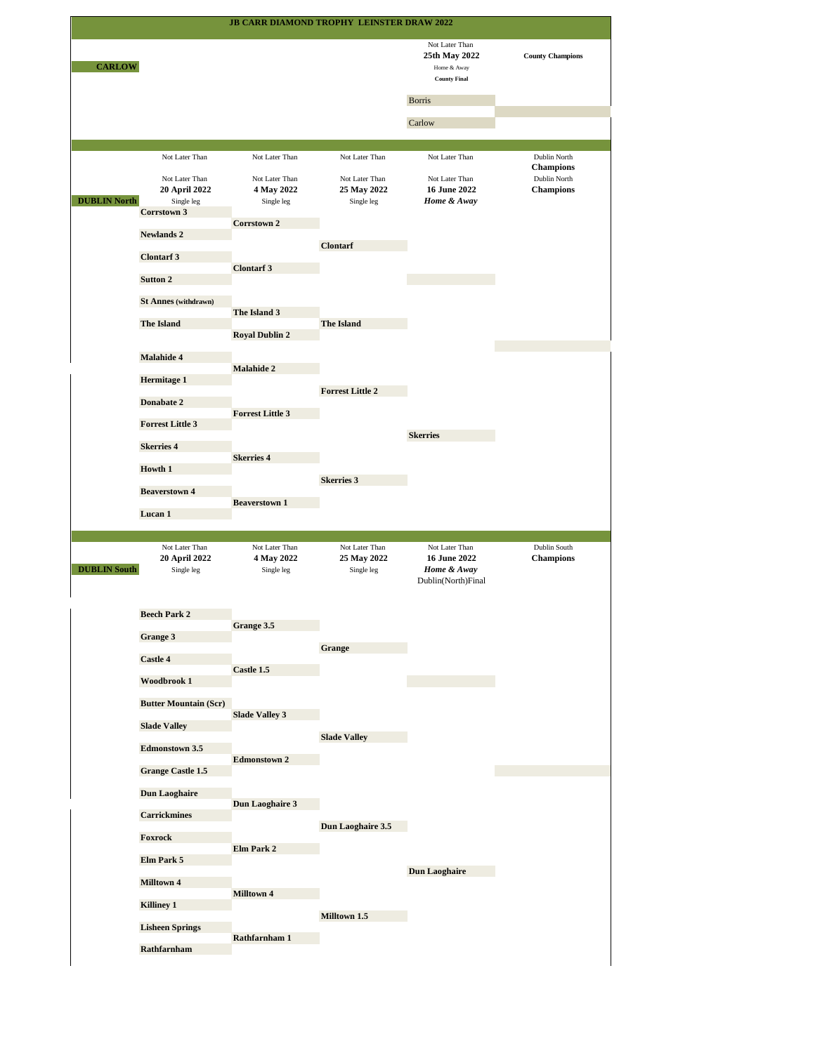# JB CARR DIAMOND TROPHY LEINSTER DRAW 2022

## CARLOW

| Not Later Than 25th May 2022 Home & Away County Final | County Champions |
|---|---|
| Borris | |
| Carlow | |

## DUBLIN North

| Not Later Than 20 April 2022 Single leg | Not Later Than 4 May 2022 Single leg | Not Later Than 25 May 2022 Single leg | Not Later Than 16 June 2022 *Home & Away* | Dublin North Champions |
|---|---|---|---|---|
| Corrstown 3 | | | | |
| | Corrstown 2 | | | |
| Newlands 2 | | | | |
| | | Clontarf | | |
| Clontarf 3 | | | | |
| | Clontarf 3 | | | |
| Sutton 2 | | | | |
| St Annes (withdrawn) | | | | |
| | The Island 3 | | | |
| The Island | | The Island | | |
| | Royal Dublin 2 | | | |
| Malahide 4 | | | | |
| | Malahide 2 | | | |
| Hermitage 1 | | | | |
| | | Forrest Little 2 | | |
| Donabate 2 | | | | |
| | Forrest Little 3 | | | |
| Forrest Little 3 | | | | |
| | | | Skerries | |
| Skerries 4 | | | | |
| | Skerries 4 | | | |
| Howth 1 | | | | |
| | | Skerries 3 | | |
| Beaverstown 4 | | | | |
| | Beaverstown 1 | | | |
| Lucan 1 | | | | |

## DUBLIN South

| Not Later Than 20 April 2022 Single leg | Not Later Than 4 May 2022 Single leg | Not Later Than 25 May 2022 Single leg | Not Later Than 16 June 2022 *Home & Away* Dublin(North)Final | Dublin South Champions |
|---|---|---|---|---|
| Beech Park 2 | | | | |
| | Grange 3.5 | | | |
| Grange 3 | | | | |
| | | Grange | | |
| Castle 4 | | | | |
| | Castle 1.5 | | | |
| Woodbrook 1 | | | | |
| Butter Mountain (Scr) | | | | |
| | Slade Valley 3 | | | |
| Slade Valley | | | | |
| | | Slade Valley | | |
| Edmonstown 3.5 | | | | |
| | Edmonstown 2 | | | |
| Grange Castle 1.5 | | | | |
| Dun Laoghaire | | | | |
| | Dun Laoghaire 3 | | | |
| Carrickmines | | | | |
| | | Dun Laoghaire 3.5 | | |
| Foxrock | | | | |
| | Elm Park 2 | | | |
| Elm Park 5 | | | | |
| | | | Dun Laoghaire | |
| Milltown 4 | | | | |
| | Milltown 4 | | | |
| Killiney 1 | | | | |
| | | Milltown 1.5 | | |
| Lisheen Springs | | | | |
| | Rathfarnham 1 | | | |
| Rathfarnham | | | | |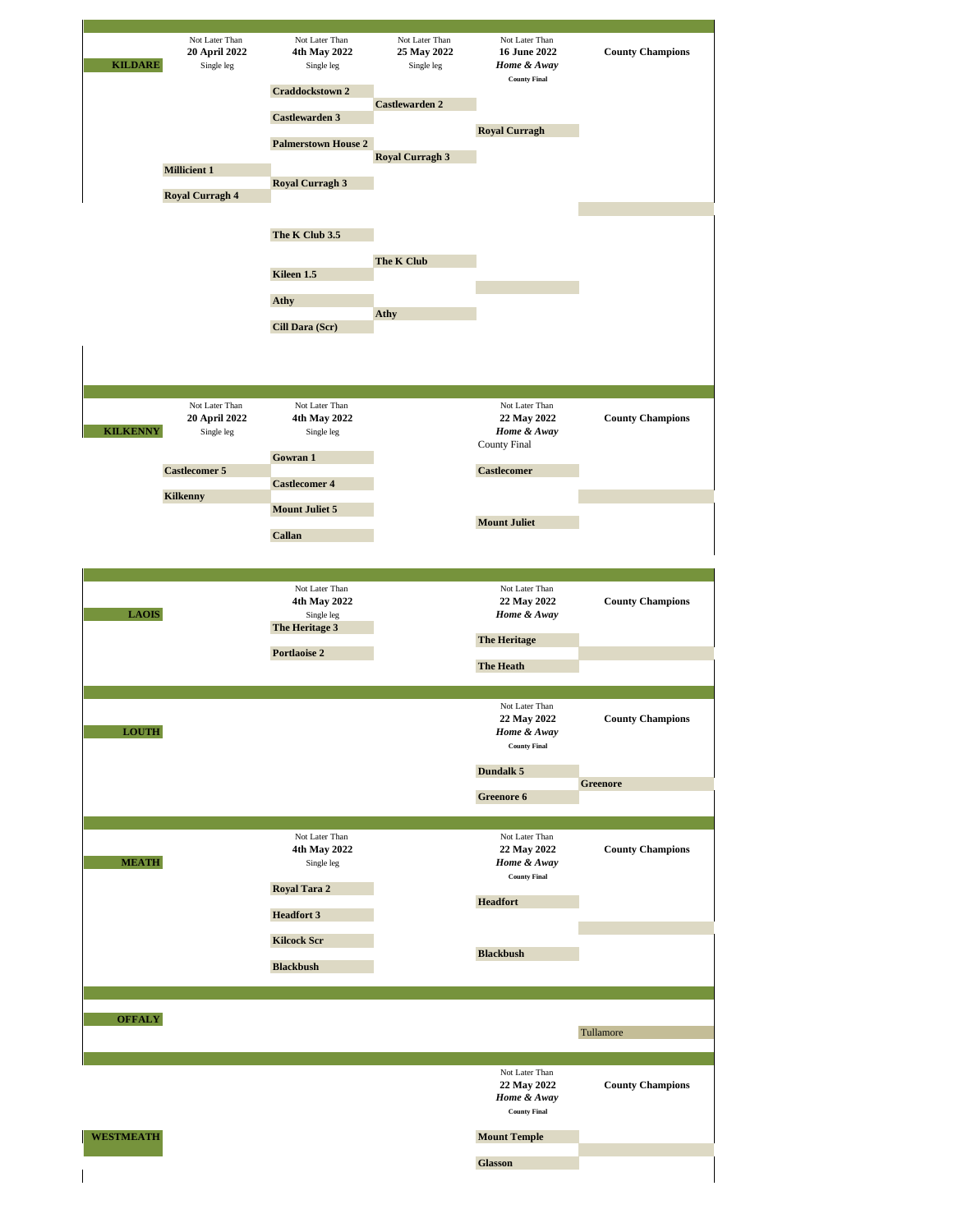## KILDARE

| | Not Later Than **20 April 2022** Single leg | Not Later Than **4th May 2022** Single leg | Not Later Than **25 May 2022** Single leg | Not Later Than **16 June 2022** *Home & Away* County Final | **County Champions** |
|---|---|---|---|---|---|
| | | **Craddockstown 2** | | | |
| | | | **Castlewarden 2** | | |
| | | **Castlewarden 3** | | | |
| | | | | **Royal Curragh** | |
| | | **Palmerstown House 2** | | | |
| | | | **Royal Curragh 3** | | |
| | **Millicient 1** | | | | |
| | | **Royal Curragh 3** | | | |
| | **Royal Curragh 4** | | | | |
| | | | | | |
| | | **The K Club 3.5** | | | |
| | | | **The K Club** | | |
| | | **Kileen 1.5** | | | |
| | | | | | |
| | | **Athy** | | | |
| | | | **Athy** | | |
| | | **Cill Dara (Scr)** | | | |

## KILKENNY

| | Not Later Than **20 April 2022** Single leg | Not Later Than **4th May 2022** Single leg | Not Later Than **22 May 2022** *Home & Away* County Final | **County Champions** |
|---|---|---|---|---|
| | | **Gowran 1** | | |
| | **Castlecomer 5** | | **Castlecomer** | |
| | | **Castlecomer 4** | | |
| | **Kilkenny** | | | |
| | | **Mount Juliet 5** | | |
| | | | **Mount Juliet** | |
| | | **Callan** | | |

## LAOIS

| | Not Later Than **4th May 2022** Single leg | Not Later Than **22 May 2022** *Home & Away* | **County Champions** |
|---|---|---|---|
| | **The Heritage 3** | | |
| | | **The Heritage** | |
| | **Portlaoise 2** | | |
| | | **The Heath** | |

## LOUTH

| | Not Later Than **22 May 2022** *Home & Away* County Final | **County Champions** |
|---|---|---|
| | **Dundalk 5** | |
| | | **Greenore** |
| | **Greenore 6** | |

## MEATH

| | Not Later Than **4th May 2022** Single leg | Not Later Than **22 May 2022** *Home & Away* County Final | **County Champions** |
|---|---|---|---|
| | **Royal Tara 2** | | |
| | | **Headfort** | |
| | **Headfort 3** | | |
| | **Kilcock Scr** | | |
| | | **Blackbush** | |
| | **Blackbush** | | |

## OFFALY

| | **County Champions** |
|---|---|
| | Tullamore |

## WESTMEATH

| | Not Later Than **22 May 2022** *Home & Away* County Final | **County Champions** |
|---|---|---|
| | **Mount Temple** | |
| | **Glasson** | |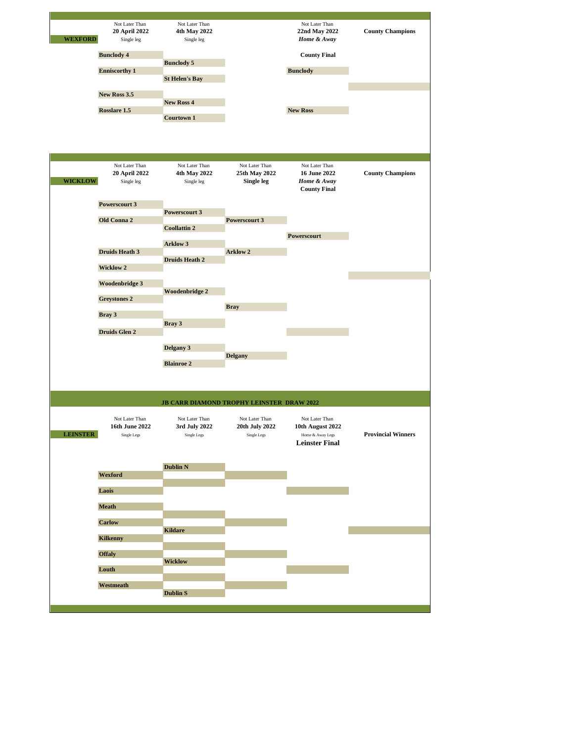## WEXFORD

| Not Later Than 20 April 2022 Single leg | Not Later Than 4th May 2022 Single leg | | Not Later Than 22nd May 2022 *Home & Away* | County Champions |
|---|---|---|---|---|
| | | | **County Final** | |
| **Bunclody 4** | | | | |
| | **Bunclody 5** | | | |
| **Enniscorthy 1** | | | **Bunclody** | |
| | **St Helen's Bay** | | | |
| | | | | |
| **New Ross 3.5** | | | | |
| | **New Ross 4** | | | |
| **Rosslare 1.5** | | | **New Ross** | |
| | **Courtown 1** | | | |

## WICKLOW

| Not Later Than 20 April 2022 Single leg | Not Later Than 4th May 2022 Single leg | Not Later Than 25th May 2022 Single leg | Not Later Than 16 June 2022 *Home & Away* County Final | County Champions |
|---|---|---|---|---|
| **Powerscourt 3** | | | | |
| | **Powerscourt 3** | | | |
| **Old Conna 2** | | **Powerscourt 3** | | |
| | **Coollattin 2** | | | |
| | | | **Powerscourt** | |
| | **Arklow 3** | | | |
| **Druids Heath 3** | | **Arklow 2** | | |
| | **Druids Heath 2** | | | |
| **Wicklow 2** | | | | |
| | | | | |
| **Woodenbridge 3** | | | | |
| | **Woodenbridge 2** | | | |
| **Greystones 2** | | | | |
| | | **Bray** | | |
| **Bray 3** | | | | |
| | **Bray 3** | | | |
| **Druids Glen 2** | | | | |
| | **Delgany 3** | | | |
| | | **Delgany** | | |
| | **Blainroe 2** | | | |

## JB CARR DIAMOND TROPHY LEINSTER DRAW 2022

### LEINSTER

| Not Later Than 16th June 2022 Single Legs | Not Later Than 3rd July 2022 Single Legs | Not Later Than 20th July 2022 Single Legs | Not Later Than 10th August 2022 Home & Away Legs **Leinster Final** | Provincial Winners |
|---|---|---|---|---|
| | **Dublin N** | | | |
| **Wexford** | | | | |
| | | | | |
| **Laois** | | | | |
| | | | | |
| **Meath** | | | | |
| | | | | |
| **Carlow** | | | | |
| | **Kildare** | | | |
| **Kilkenny** | | | | |
| | | | | |
| **Offaly** | | | | |
| | **Wicklow** | | | |
| **Louth** | | | | |
| | | | | |
| **Westmeath** | | | | |
| | **Dublin S** | | | |